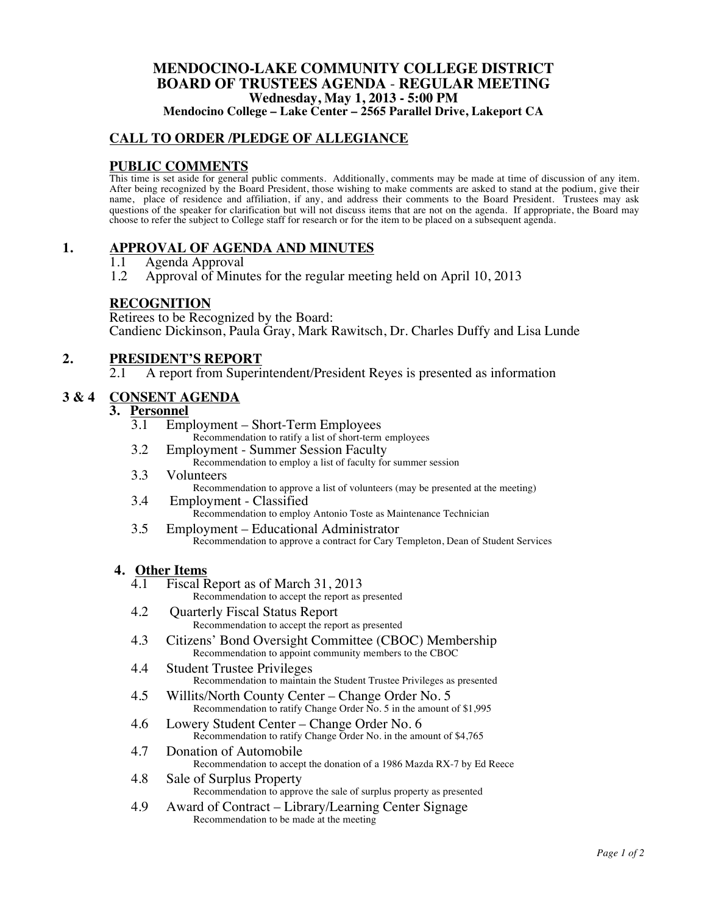# MENDOCINO-LAKE COMMUNITY COLLEGE DISTRICT
## BOARD OF TRUSTEES AGENDA - REGULAR MEETING
### Wednesday, May 1, 2013 - 5:00 PM
**Mendocino College – Lake Center – 2565 Parallel Drive, Lakeport CA**

## CALL TO ORDER /PLEDGE OF ALLEGIANCE

## PUBLIC COMMENTS

This time is set aside for general public comments. Additionally, comments may be made at time of discussion of any item. After being recognized by the Board President, those wishing to make comments are asked to stand at the podium, give their name, place of residence and affiliation, if any, and address their comments to the Board President. Trustees may ask questions of the speaker for clarification but will not discuss items that are not on the agenda. If appropriate, the Board may choose to refer the subject to College staff for research or for the item to be placed on a subsequent agenda.

## 1. APPROVAL OF AGENDA AND MINUTES

1.1 Agenda Approval
1.2 Approval of Minutes for the regular meeting held on April 10, 2013

## RECOGNITION

Retirees to be Recognized by the Board:
Candienc Dickinson, Paula Gray, Mark Rawitsch, Dr. Charles Duffy and Lisa Lunde

## 2. PRESIDENT'S REPORT

2.1 A report from Superintendent/President Reyes is presented as information

## 3 & 4 CONSENT AGENDA

### 3. Personnel

3.1 Employment – Short-Term Employees
Recommendation to ratify a list of short-term employees

3.2 Employment - Summer Session Faculty
Recommendation to employ a list of faculty for summer session

3.3 Volunteers
Recommendation to approve a list of volunteers (may be presented at the meeting)

3.4 Employment - Classified
Recommendation to employ Antonio Toste as Maintenance Technician

3.5 Employment – Educational Administrator
Recommendation to approve a contract for Cary Templeton, Dean of Student Services

### 4. Other Items

4.1 Fiscal Report as of March 31, 2013
Recommendation to accept the report as presented

4.2 Quarterly Fiscal Status Report
Recommendation to accept the report as presented

4.3 Citizens' Bond Oversight Committee (CBOC) Membership
Recommendation to appoint community members to the CBOC

4.4 Student Trustee Privileges
Recommendation to maintain the Student Trustee Privileges as presented

4.5 Willits/North County Center – Change Order No. 5
Recommendation to ratify Change Order No. 5 in the amount of $1,995

4.6 Lowery Student Center – Change Order No. 6
Recommendation to ratify Change Order No. in the amount of $4,765

4.7 Donation of Automobile
Recommendation to accept the donation of a 1986 Mazda RX-7 by Ed Reece

4.8 Sale of Surplus Property
Recommendation to approve the sale of surplus property as presented

4.9 Award of Contract – Library/Learning Center Signage
Recommendation to be made at the meeting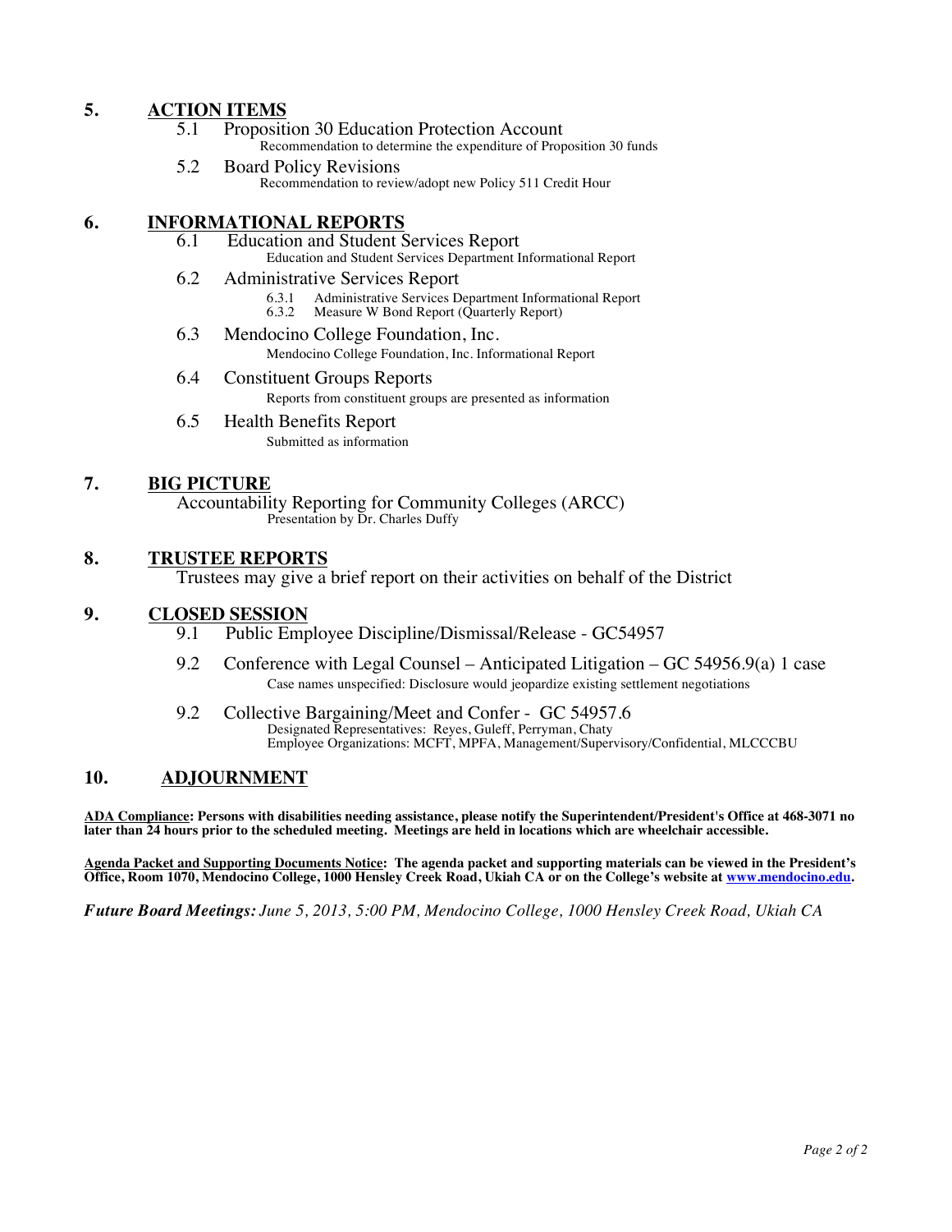## 5. ACTION ITEMS

5.1 Proposition 30 Education Protection Account
Recommendation to determine the expenditure of Proposition 30 funds

5.2 Board Policy Revisions
Recommendation to review/adopt new Policy 511 Credit Hour

## 6. INFORMATIONAL REPORTS

6.1 Education and Student Services Report
Education and Student Services Department Informational Report

6.2 Administrative Services Report
- 6.3.1 Administrative Services Department Informational Report
- 6.3.2 Measure W Bond Report (Quarterly Report)

6.3 Mendocino College Foundation, Inc.
Mendocino College Foundation, Inc. Informational Report

6.4 Constituent Groups Reports
Reports from constituent groups are presented as information

6.5 Health Benefits Report
Submitted as information

## 7. BIG PICTURE

Accountability Reporting for Community Colleges (ARCC)
Presentation by Dr. Charles Duffy

## 8. TRUSTEE REPORTS

Trustees may give a brief report on their activities on behalf of the District

## 9. CLOSED SESSION

9.1 Public Employee Discipline/Dismissal/Release - GC54957

9.2 Conference with Legal Counsel – Anticipated Litigation – GC 54956.9(a) 1 case
Case names unspecified: Disclosure would jeopardize existing settlement negotiations

9.2 Collective Bargaining/Meet and Confer - GC 54957.6
Designated Representatives: Reyes, Guleff, Perryman, Chaty
Employee Organizations: MCFT, MPFA, Management/Supervisory/Confidential, MLCCCBU

## 10. ADJOURNMENT

**ADA Compliance: Persons with disabilities needing assistance, please notify the Superintendent/President's Office at 468-3071 no later than 24 hours prior to the scheduled meeting. Meetings are held in locations which are wheelchair accessible.**

**Agenda Packet and Supporting Documents Notice: The agenda packet and supporting materials can be viewed in the President's Office, Room 1070, Mendocino College, 1000 Hensley Creek Road, Ukiah CA or on the College's website at www.mendocino.edu.**

***Future Board Meetings:*** *June 5, 2013, 5:00 PM, Mendocino College, 1000 Hensley Creek Road, Ukiah CA*